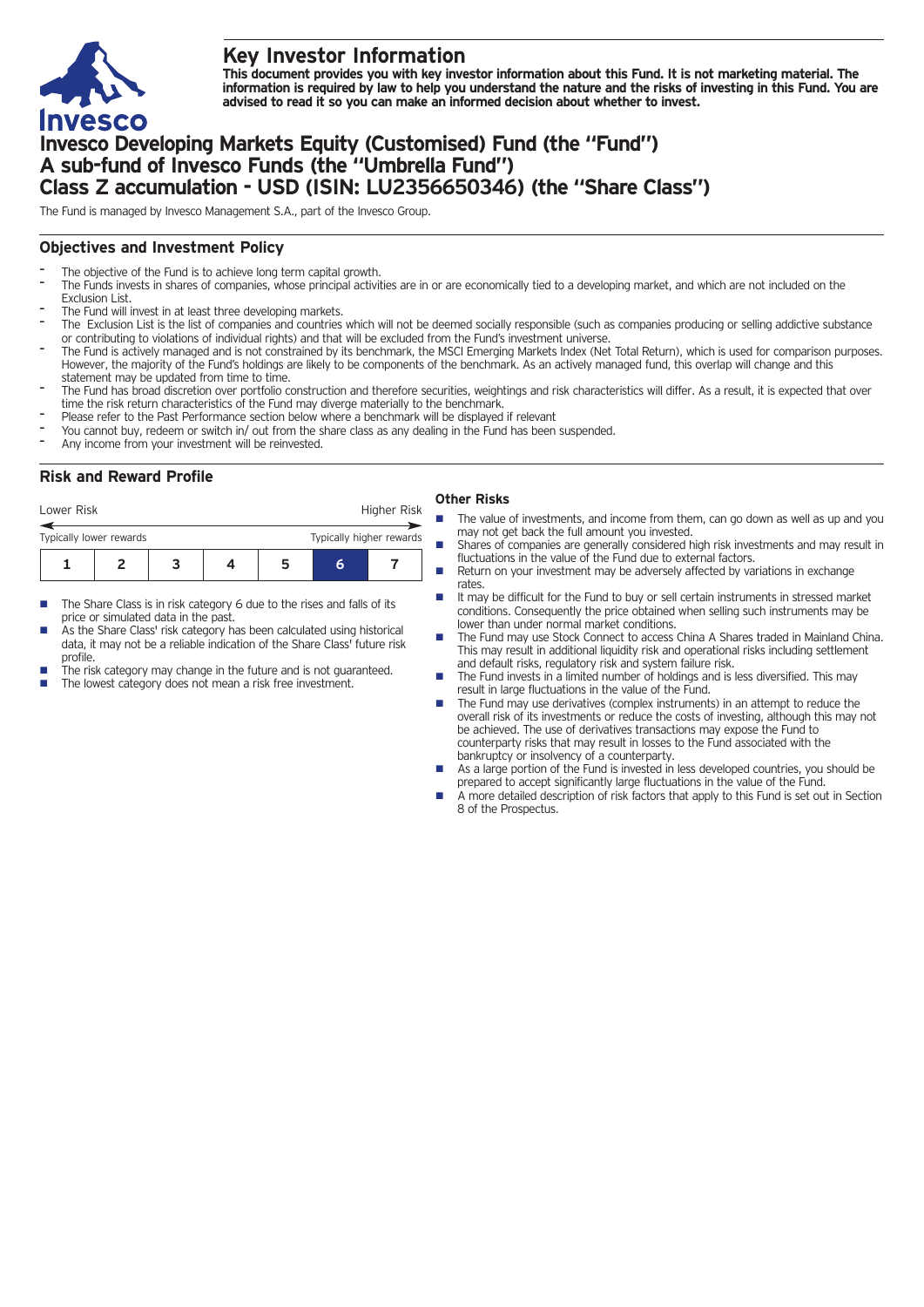# Key Investor Information

**This document provides you with key investor information about this Fund. It is not marketing material. The information is required by law to help you understand the nature and the risks of investing in this Fund. You are advised to read it so you can make an informed decision about whether to invest.**

# Invesco Developing Markets Equity (Customised) Fund (the "Fund")
# A sub-fund of Invesco Funds (the "Umbrella Fund")
# Class Z accumulation - USD (ISIN: LU2356650346) (the "Share Class")

The Fund is managed by Invesco Management S.A., part of the Invesco Group.

## Objectives and Investment Policy

- The objective of the Fund is to achieve long term capital growth.
- The Funds invests in shares of companies, whose principal activities are in or are economically tied to a developing market, and which are not included on the Exclusion List.
- The Fund will invest in at least three developing markets.
- The Exclusion List is the list of companies and countries which will not be deemed socially responsible (such as companies producing or selling addictive substance or contributing to violations of individual rights) and that will be excluded from the Fund's investment universe.
- The Fund is actively managed and is not constrained by its benchmark, the MSCI Emerging Markets Index (Net Total Return), which is used for comparison purposes. However, the majority of the Fund's holdings are likely to be components of the benchmark. As an actively managed fund, this overlap will change and this statement may be updated from time to time.
- The Fund has broad discretion over portfolio construction and therefore securities, weightings and risk characteristics will differ. As a result, it is expected that over time the risk return characteristics of the Fund may diverge materially to the benchmark.
- Please refer to the Past Performance section below where a benchmark will be displayed if relevant
- You cannot buy, redeem or switch in/ out from the share class as any dealing in the Fund has been suspended.
- Any income from your investment will be reinvested.

## Risk and Reward Profile

| Lower Risk | | | | | | Higher Risk |
|---|---|---|---|---|---|---|
| Typically lower rewards | | | | | | Typically higher rewards |
| 1 | 2 | 3 | 4 | 5 | **6** | 7 |

- The Share Class is in risk category 6 due to the rises and falls of its price or simulated data in the past.
- As the Share Class' risk category has been calculated using historical data, it may not be a reliable indication of the Share Class' future risk profile.
- The risk category may change in the future and is not guaranteed.
- The lowest category does not mean a risk free investment.

### Other Risks

- The value of investments, and income from them, can go down as well as up and you may not get back the full amount you invested.
- Shares of companies are generally considered high risk investments and may result in fluctuations in the value of the Fund due to external factors.
- Return on your investment may be adversely affected by variations in exchange rates.
- It may be difficult for the Fund to buy or sell certain instruments in stressed market conditions. Consequently the price obtained when selling such instruments may be lower than under normal market conditions.
- The Fund may use Stock Connect to access China A Shares traded in Mainland China. This may result in additional liquidity risk and operational risks including settlement and default risks, regulatory risk and system failure risk.
- The Fund invests in a limited number of holdings and is less diversified. This may result in large fluctuations in the value of the Fund.
- The Fund may use derivatives (complex instruments) in an attempt to reduce the overall risk of its investments or reduce the costs of investing, although this may not be achieved. The use of derivatives transactions may expose the Fund to counterparty risks that may result in losses to the Fund associated with the bankruptcy or insolvency of a counterparty.
- As a large portion of the Fund is invested in less developed countries, you should be prepared to accept significantly large fluctuations in the value of the Fund.
- A more detailed description of risk factors that apply to this Fund is set out in Section 8 of the Prospectus.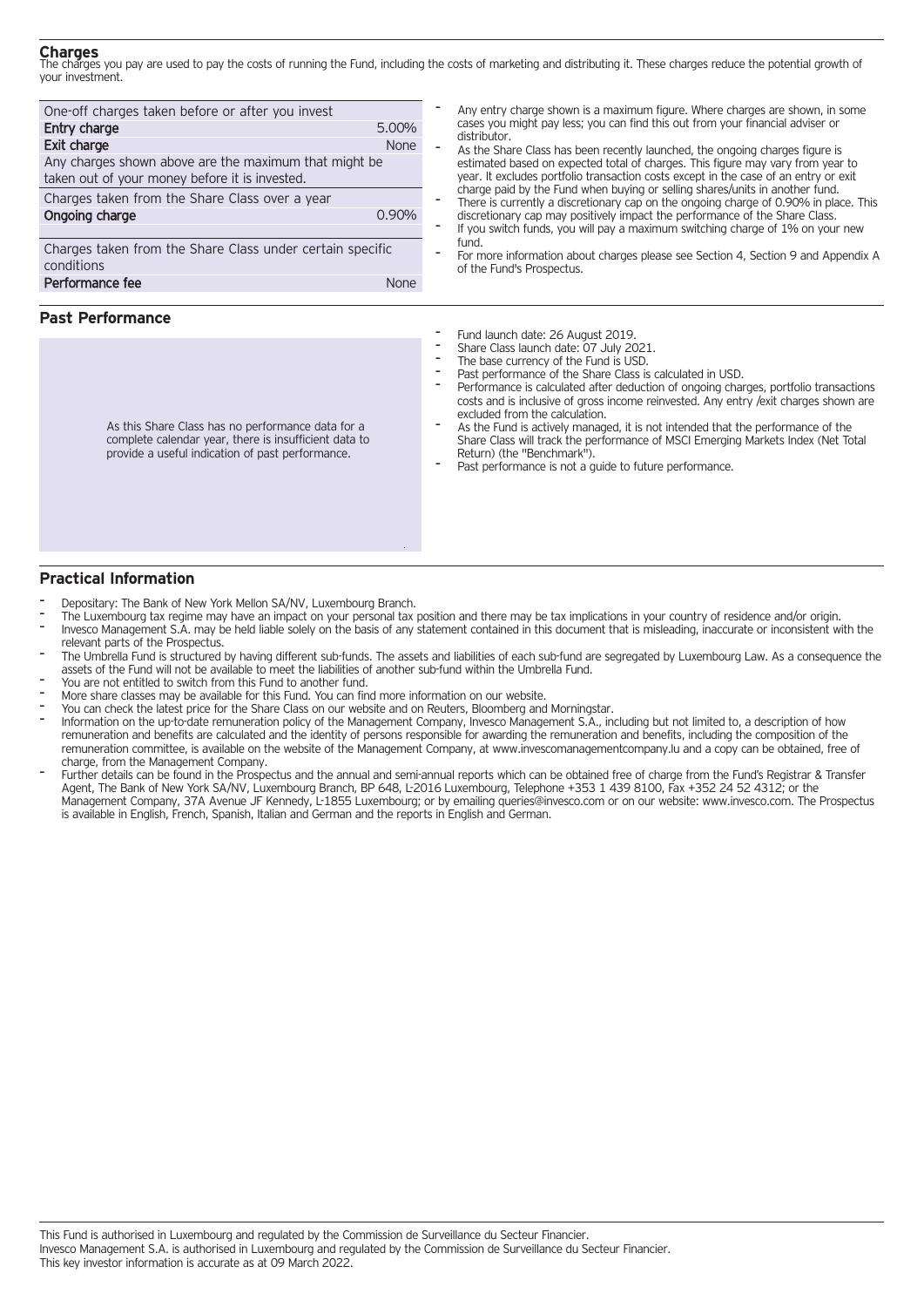## Charges

The charges you pay are used to pay the costs of running the Fund, including the costs of marketing and distributing it. These charges reduce the potential growth of your investment.

| | |
|---|---|
| One-off charges taken before or after you invest | |
| **Entry charge** | 5.00% |
| **Exit charge** | None |
| Any charges shown above are the maximum that might be taken out of your money before it is invested. | |
| Charges taken from the Share Class over a year | |
| **Ongoing charge** | 0.90% |
| Charges taken from the Share Class under certain specific conditions | |
| **Performance fee** | None |

- Any entry charge shown is a maximum figure. Where charges are shown, in some cases you might pay less; you can find this out from your financial adviser or distributor.
- As the Share Class has been recently launched, the ongoing charges figure is estimated based on expected total of charges. This figure may vary from year to year. It excludes portfolio transaction costs except in the case of an entry or exit charge paid by the Fund when buying or selling shares/units in another fund.
- There is currently a discretionary cap on the ongoing charge of 0.90% in place. This discretionary cap may positively impact the performance of the Share Class.
- If you switch funds, you will pay a maximum switching charge of 1% on your new fund.
- For more information about charges please see Section 4, Section 9 and Appendix A of the Fund's Prospectus.

## Past Performance

As this Share Class has no performance data for a complete calendar year, there is insufficient data to provide a useful indication of past performance.

- Fund launch date: 26 August 2019.
- Share Class launch date: 07 July 2021.
- The base currency of the Fund is USD.
- Past performance of the Share Class is calculated in USD.
- Performance is calculated after deduction of ongoing charges, portfolio transactions costs and is inclusive of gross income reinvested. Any entry /exit charges shown are excluded from the calculation.
- As the Fund is actively managed, it is not intended that the performance of the Share Class will track the performance of MSCI Emerging Markets Index (Net Total Return) (the "Benchmark").
- Past performance is not a guide to future performance.

## Practical Information

- Depositary: The Bank of New York Mellon SA/NV, Luxembourg Branch.
- The Luxembourg tax regime may have an impact on your personal tax position and there may be tax implications in your country of residence and/or origin.
- Invesco Management S.A. may be held liable solely on the basis of any statement contained in this document that is misleading, inaccurate or inconsistent with the relevant parts of the Prospectus.
- The Umbrella Fund is structured by having different sub-funds. The assets and liabilities of each sub-fund are segregated by Luxembourg Law. As a consequence the assets of the Fund will not be available to meet the liabilities of another sub-fund within the Umbrella Fund.
- You are not entitled to switch from this Fund to another fund.
- More share classes may be available for this Fund. You can find more information on our website.
- You can check the latest price for the Share Class on our website and on Reuters, Bloomberg and Morningstar.
- Information on the up-to-date remuneration policy of the Management Company, Invesco Management S.A., including but not limited to, a description of how remuneration and benefits are calculated and the identity of persons responsible for awarding the remuneration and benefits, including the composition of the remuneration committee, is available on the website of the Management Company, at www.invescomanagementcompany.lu and a copy can be obtained, free of charge, from the Management Company.
- Further details can be found in the Prospectus and the annual and semi-annual reports which can be obtained free of charge from the Fund's Registrar & Transfer Agent, The Bank of New York SA/NV, Luxembourg Branch, BP 648, L-2016 Luxembourg, Telephone +353 1 439 8100, Fax +352 24 52 4312; or the Management Company, 37A Avenue JF Kennedy, L-1855 Luxembourg; or by emailing queries@invesco.com or on our website: www.invesco.com. The Prospectus is available in English, French, Spanish, Italian and German and the reports in English and German.

This Fund is authorised in Luxembourg and regulated by the Commission de Surveillance du Secteur Financier.
Invesco Management S.A. is authorised in Luxembourg and regulated by the Commission de Surveillance du Secteur Financier.
This key investor information is accurate as at 09 March 2022.